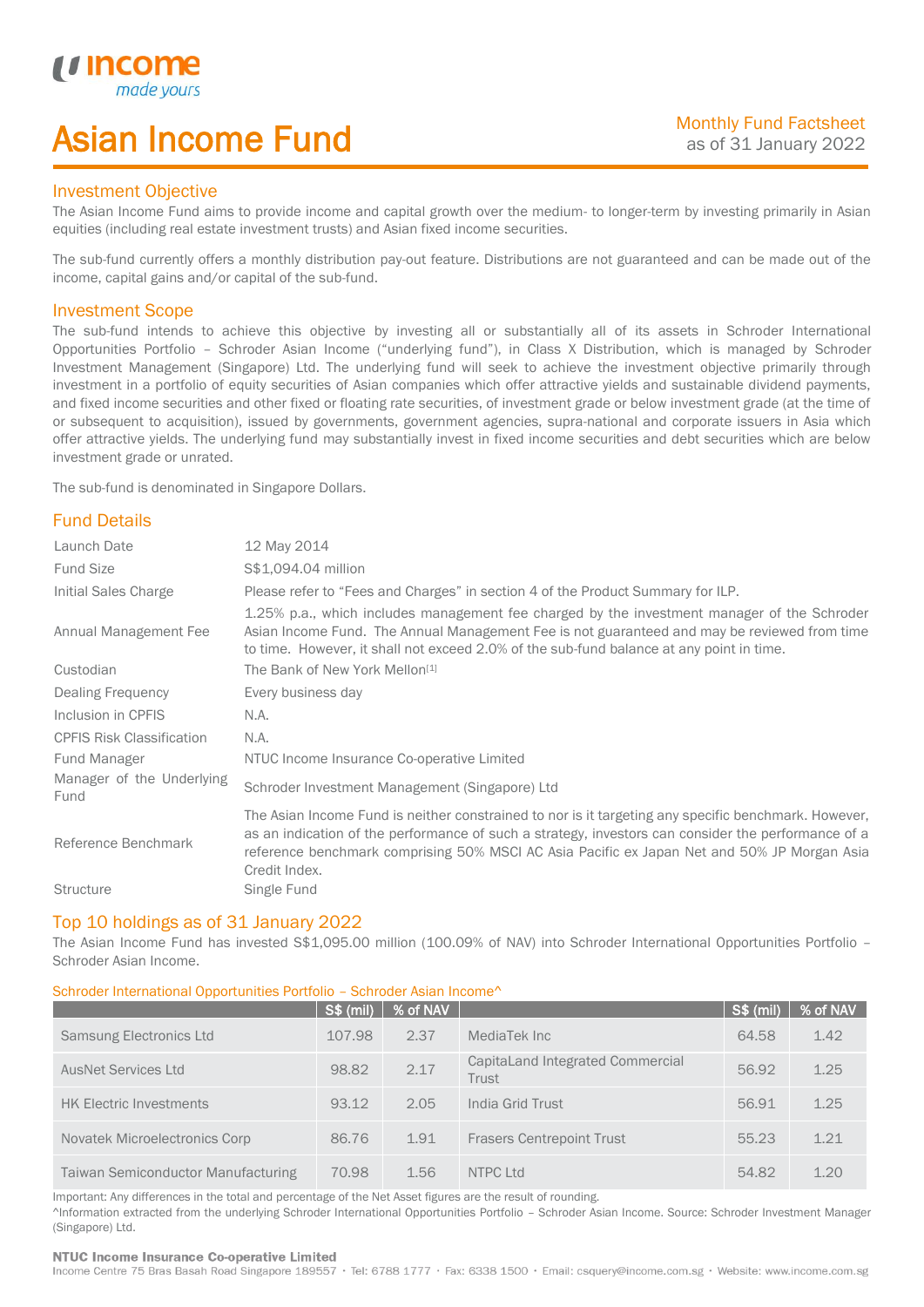income
made yours

# Asian Income Fund

Monthly Fund Factsheet
as of 31 January 2022

## Investment Objective

The Asian Income Fund aims to provide income and capital growth over the medium- to longer-term by investing primarily in Asian equities (including real estate investment trusts) and Asian fixed income securities.

The sub-fund currently offers a monthly distribution pay-out feature. Distributions are not guaranteed and can be made out of the income, capital gains and/or capital of the sub-fund.

## Investment Scope

The sub-fund intends to achieve this objective by investing all or substantially all of its assets in Schroder International Opportunities Portfolio – Schroder Asian Income ("underlying fund"), in Class X Distribution, which is managed by Schroder Investment Management (Singapore) Ltd. The underlying fund will seek to achieve the investment objective primarily through investment in a portfolio of equity securities of Asian companies which offer attractive yields and sustainable dividend payments, and fixed income securities and other fixed or floating rate securities, of investment grade or below investment grade (at the time of or subsequent to acquisition), issued by governments, government agencies, supra-national and corporate issuers in Asia which offer attractive yields. The underlying fund may substantially invest in fixed income securities and debt securities which are below investment grade or unrated.

The sub-fund is denominated in Singapore Dollars.

## Fund Details

| | |
|---|---|
| Launch Date | 12 May 2014 |
| Fund Size | S$1,094.04 million |
| Initial Sales Charge | Please refer to "Fees and Charges" in section 4 of the Product Summary for ILP. |
| Annual Management Fee | 1.25% p.a., which includes management fee charged by the investment manager of the Schroder Asian Income Fund. The Annual Management Fee is not guaranteed and may be reviewed from time to time. However, it shall not exceed 2.0% of the sub-fund balance at any point in time. |
| Custodian | The Bank of New York Mellon[1] |
| Dealing Frequency | Every business day |
| Inclusion in CPFIS | N.A. |
| CPFIS Risk Classification | N.A. |
| Fund Manager | NTUC Income Insurance Co-operative Limited |
| Manager of the Underlying Fund | Schroder Investment Management (Singapore) Ltd |
| Reference Benchmark | The Asian Income Fund is neither constrained to nor is it targeting any specific benchmark. However, as an indication of the performance of such a strategy, investors can consider the performance of a reference benchmark comprising 50% MSCI AC Asia Pacific ex Japan Net and 50% JP Morgan Asia Credit Index. |
| Structure | Single Fund |

## Top 10 holdings as of 31 January 2022

The Asian Income Fund has invested S$1,095.00 million (100.09% of NAV) into Schroder International Opportunities Portfolio – Schroder Asian Income.

Schroder International Opportunities Portfolio – Schroder Asian Income^

| | S$ (mil) | % of NAV | | S$ (mil) | % of NAV |
|---|---|---|---|---|---|
| Samsung Electronics Ltd | 107.98 | 2.37 | MediaTek Inc | 64.58 | 1.42 |
| AusNet Services Ltd | 98.82 | 2.17 | CapitaLand Integrated Commercial Trust | 56.92 | 1.25 |
| HK Electric Investments | 93.12 | 2.05 | India Grid Trust | 56.91 | 1.25 |
| Novatek Microelectronics Corp | 86.76 | 1.91 | Frasers Centrepoint Trust | 55.23 | 1.21 |
| Taiwan Semiconductor Manufacturing | 70.98 | 1.56 | NTPC Ltd | 54.82 | 1.20 |

Important: Any differences in the total and percentage of the Net Asset figures are the result of rounding.

^Information extracted from the underlying Schroder International Opportunities Portfolio – Schroder Asian Income. Source: Schroder Investment Manager (Singapore) Ltd.

**NTUC Income Insurance Co-operative Limited**
Income Centre 75 Bras Basah Road Singapore 189557 • Tel: 6788 1777 • Fax: 6338 1500 • Email: csquery@income.com.sg • Website: www.income.com.sg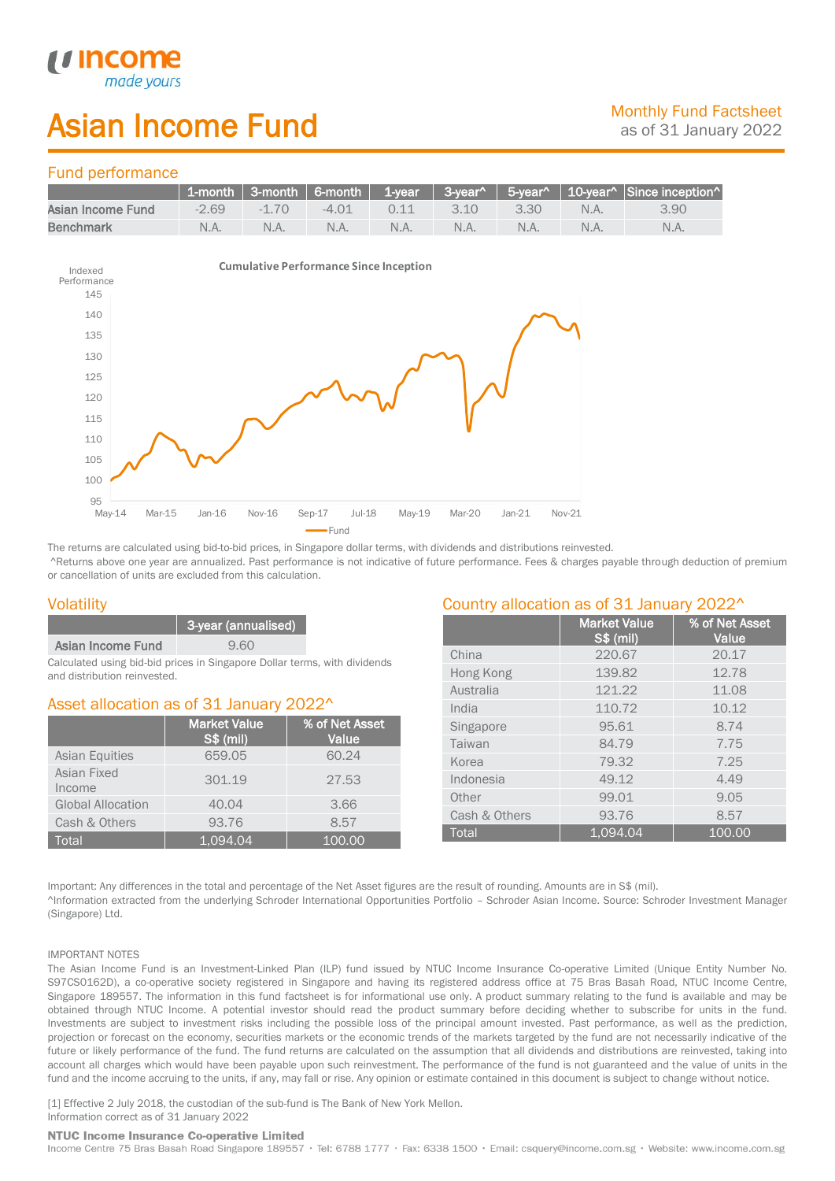# Asian Income Fund

Monthly Fund Factsheet
as of 31 January 2022

## Fund performance

| | 1-month | 3-month | 6-month | 1-year | 3-year^ | 5-year^ | 10-year^ | Since inception^ |
|---|---|---|---|---|---|---|---|---|
| Asian Income Fund | -2.69 | -1.70 | -4.01 | 0.11 | 3.10 | 3.30 | N.A. | 3.90 |
| Benchmark | N.A. | N.A. | N.A. | N.A. | N.A. | N.A. | N.A. | N.A. |

Cumulative Performance Since Inception

Indexed Performance

145
140
135
130
125
120
115
110
105
100
95

May-14 Mar-15 Jan-16 Nov-16 Sep-17 Jul-18 May-19 Mar-20 Jan-21 Nov-21

Fund

The returns are calculated using bid-to-bid prices, in Singapore dollar terms, with dividends and distributions reinvested.
^Returns above one year are annualized. Past performance is not indicative of future performance. Fees & charges payable through deduction of premium or cancellation of units are excluded from this calculation.

## Volatility

| | 3-year (annualised) |
|---|---|
| Asian Income Fund | 9.60 |

Calculated using bid-bid prices in Singapore Dollar terms, with dividends and distribution reinvested.

## Asset allocation as of 31 January 2022^

| | Market Value S$ (mil) | % of Net Asset Value |
|---|---|---|
| Asian Equities | 659.05 | 60.24 |
| Asian Fixed Income | 301.19 | 27.53 |
| Global Allocation | 40.04 | 3.66 |
| Cash & Others | 93.76 | 8.57 |
| Total | 1,094.04 | 100.00 |

## Country allocation as of 31 January 2022^

| | Market Value S$ (mil) | % of Net Asset Value |
|---|---|---|
| China | 220.67 | 20.17 |
| Hong Kong | 139.82 | 12.78 |
| Australia | 121.22 | 11.08 |
| India | 110.72 | 10.12 |
| Singapore | 95.61 | 8.74 |
| Taiwan | 84.79 | 7.75 |
| Korea | 79.32 | 7.25 |
| Indonesia | 49.12 | 4.49 |
| Other | 99.01 | 9.05 |
| Cash & Others | 93.76 | 8.57 |
| Total | 1,094.04 | 100.00 |

Important: Any differences in the total and percentage of the Net Asset figures are the result of rounding. Amounts are in S$ (mil).
^Information extracted from the underlying Schroder International Opportunities Portfolio – Schroder Asian Income. Source: Schroder Investment Manager (Singapore) Ltd.

IMPORTANT NOTES
The Asian Income Fund is an Investment-Linked Plan (ILP) fund issued by NTUC Income Insurance Co-operative Limited (Unique Entity Number No. S97CS0162D), a co-operative society registered in Singapore and having its registered address office at 75 Bras Basah Road, NTUC Income Centre, Singapore 189557. The information in this fund factsheet is for informational use only. A product summary relating to the fund is available and may be obtained through NTUC Income. A potential investor should read the product summary before deciding whether to subscribe for units in the fund. Investments are subject to investment risks including the possible loss of the principal amount invested. Past performance, as well as the prediction, projection or forecast on the economy, securities markets or the economic trends of the markets targeted by the fund are not necessarily indicative of the future or likely performance of the fund. The fund returns are calculated on the assumption that all dividends and distributions are reinvested, taking into account all charges which would have been payable upon such reinvestment. The performance of the fund is not guaranteed and the value of units in the fund and the income accruing to the units, if any, may fall or rise. Any opinion or estimate contained in this document is subject to change without notice.

[1] Effective 2 July 2018, the custodian of the sub-fund is The Bank of New York Mellon.
Information correct as of 31 January 2022

**NTUC Income Insurance Co-operative Limited**
Income Centre 75 Bras Basah Road Singapore 189557 • Tel: 6788 1777 • Fax: 6338 1500 • Email: csquery@income.com.sg • Website: www.income.com.sg